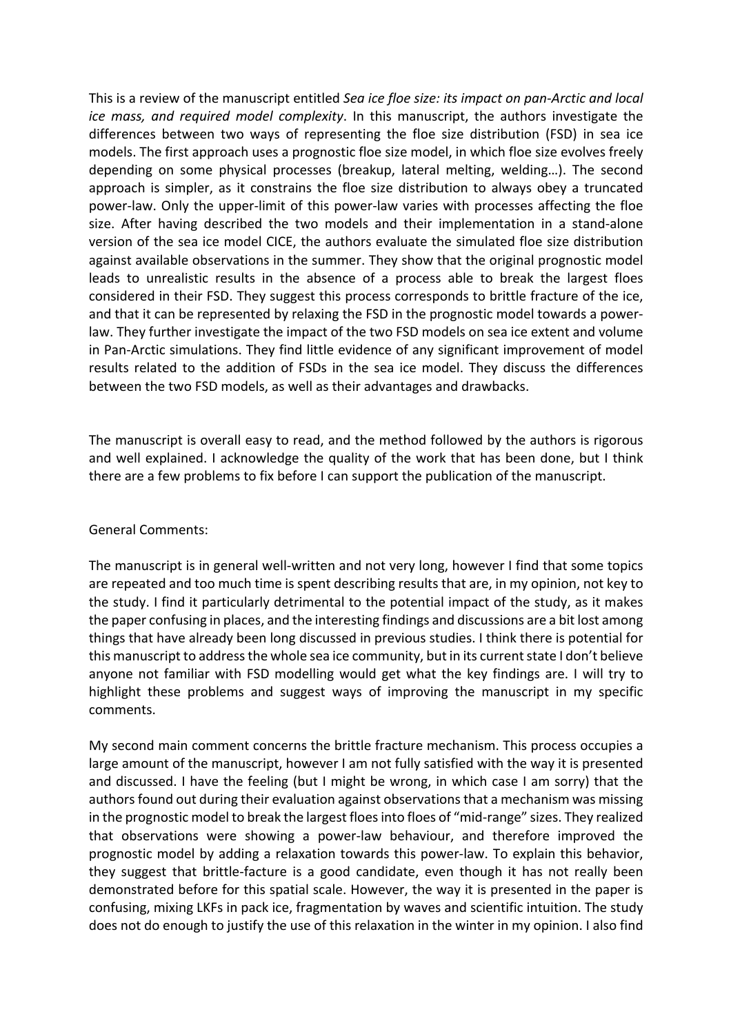This is a review of the manuscript entitled *Sea ice floe size: its impact on pan-Arctic and local ice mass, and required model complexity*. In this manuscript, the authors investigate the differences between two ways of representing the floe size distribution (FSD) in sea ice models. The first approach uses a prognostic floe size model, in which floe size evolves freely depending on some physical processes (breakup, lateral melting, welding…). The second approach is simpler, as it constrains the floe size distribution to always obey a truncated power-law. Only the upper-limit of this power-law varies with processes affecting the floe size. After having described the two models and their implementation in a stand-alone version of the sea ice model CICE, the authors evaluate the simulated floe size distribution against available observations in the summer. They show that the original prognostic model leads to unrealistic results in the absence of a process able to break the largest floes considered in their FSD. They suggest this process corresponds to brittle fracture of the ice, and that it can be represented by relaxing the FSD in the prognostic model towards a power-law. They further investigate the impact of the two FSD models on sea ice extent and volume in Pan-Arctic simulations. They find little evidence of any significant improvement of model results related to the addition of FSDs in the sea ice model. They discuss the differences between the two FSD models, as well as their advantages and drawbacks.

The manuscript is overall easy to read, and the method followed by the authors is rigorous and well explained. I acknowledge the quality of the work that has been done, but I think there are a few problems to fix before I can support the publication of the manuscript.

General Comments:

The manuscript is in general well-written and not very long, however I find that some topics are repeated and too much time is spent describing results that are, in my opinion, not key to the study. I find it particularly detrimental to the potential impact of the study, as it makes the paper confusing in places, and the interesting findings and discussions are a bit lost among things that have already been long discussed in previous studies. I think there is potential for this manuscript to address the whole sea ice community, but in its current state I don't believe anyone not familiar with FSD modelling would get what the key findings are. I will try to highlight these problems and suggest ways of improving the manuscript in my specific comments.

My second main comment concerns the brittle fracture mechanism. This process occupies a large amount of the manuscript, however I am not fully satisfied with the way it is presented and discussed. I have the feeling (but I might be wrong, in which case I am sorry) that the authors found out during their evaluation against observations that a mechanism was missing in the prognostic model to break the largest floes into floes of "mid-range" sizes. They realized that observations were showing a power-law behaviour, and therefore improved the prognostic model by adding a relaxation towards this power-law. To explain this behavior, they suggest that brittle-facture is a good candidate, even though it has not really been demonstrated before for this spatial scale. However, the way it is presented in the paper is confusing, mixing LKFs in pack ice, fragmentation by waves and scientific intuition. The study does not do enough to justify the use of this relaxation in the winter in my opinion. I also find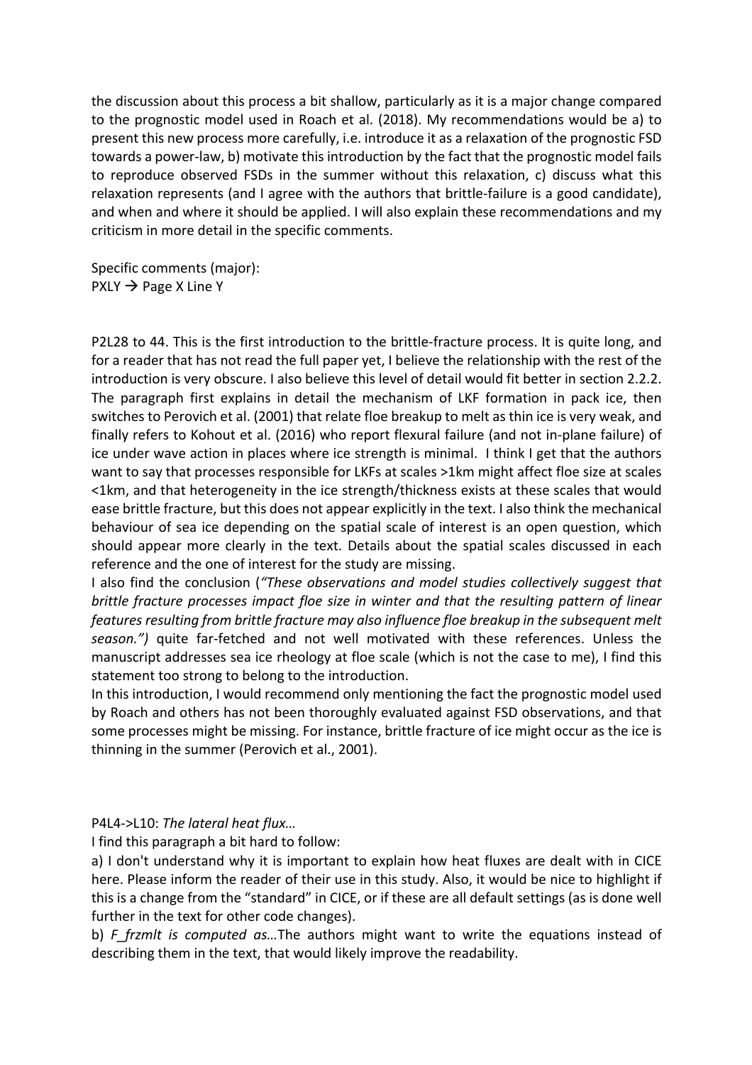the discussion about this process a bit shallow, particularly as it is a major change compared to the prognostic model used in Roach et al. (2018). My recommendations would be a) to present this new process more carefully, i.e. introduce it as a relaxation of the prognostic FSD towards a power-law, b) motivate this introduction by the fact that the prognostic model fails to reproduce observed FSDs in the summer without this relaxation, c) discuss what this relaxation represents (and I agree with the authors that brittle-failure is a good candidate), and when and where it should be applied. I will also explain these recommendations and my criticism in more detail in the specific comments.

Specific comments (major):
PXLY → Page X Line Y

P2L28 to 44. This is the first introduction to the brittle-fracture process. It is quite long, and for a reader that has not read the full paper yet, I believe the relationship with the rest of the introduction is very obscure. I also believe this level of detail would fit better in section 2.2.2. The paragraph first explains in detail the mechanism of LKF formation in pack ice, then switches to Perovich et al. (2001) that relate floe breakup to melt as thin ice is very weak, and finally refers to Kohout et al. (2016) who report flexural failure (and not in-plane failure) of ice under wave action in places where ice strength is minimal. I think I get that the authors want to say that processes responsible for LKFs at scales >1km might affect floe size at scales <1km, and that heterogeneity in the ice strength/thickness exists at these scales that would ease brittle fracture, but this does not appear explicitly in the text. I also think the mechanical behaviour of sea ice depending on the spatial scale of interest is an open question, which should appear more clearly in the text. Details about the spatial scales discussed in each reference and the one of interest for the study are missing.

I also find the conclusion (*"These observations and model studies collectively suggest that brittle fracture processes impact floe size in winter and that the resulting pattern of linear features resulting from brittle fracture may also influence floe breakup in the subsequent melt season.")* quite far-fetched and not well motivated with these references. Unless the manuscript addresses sea ice rheology at floe scale (which is not the case to me), I find this statement too strong to belong to the introduction.

In this introduction, I would recommend only mentioning the fact the prognostic model used by Roach and others has not been thoroughly evaluated against FSD observations, and that some processes might be missing. For instance, brittle fracture of ice might occur as the ice is thinning in the summer (Perovich et al., 2001).

P4L4->L10: *The lateral heat flux…*

I find this paragraph a bit hard to follow:

a) I don't understand why it is important to explain how heat fluxes are dealt with in CICE here. Please inform the reader of their use in this study. Also, it would be nice to highlight if this is a change from the "standard" in CICE, or if these are all default settings (as is done well further in the text for other code changes).

b) *F_frzmlt is computed as…*The authors might want to write the equations instead of describing them in the text, that would likely improve the readability.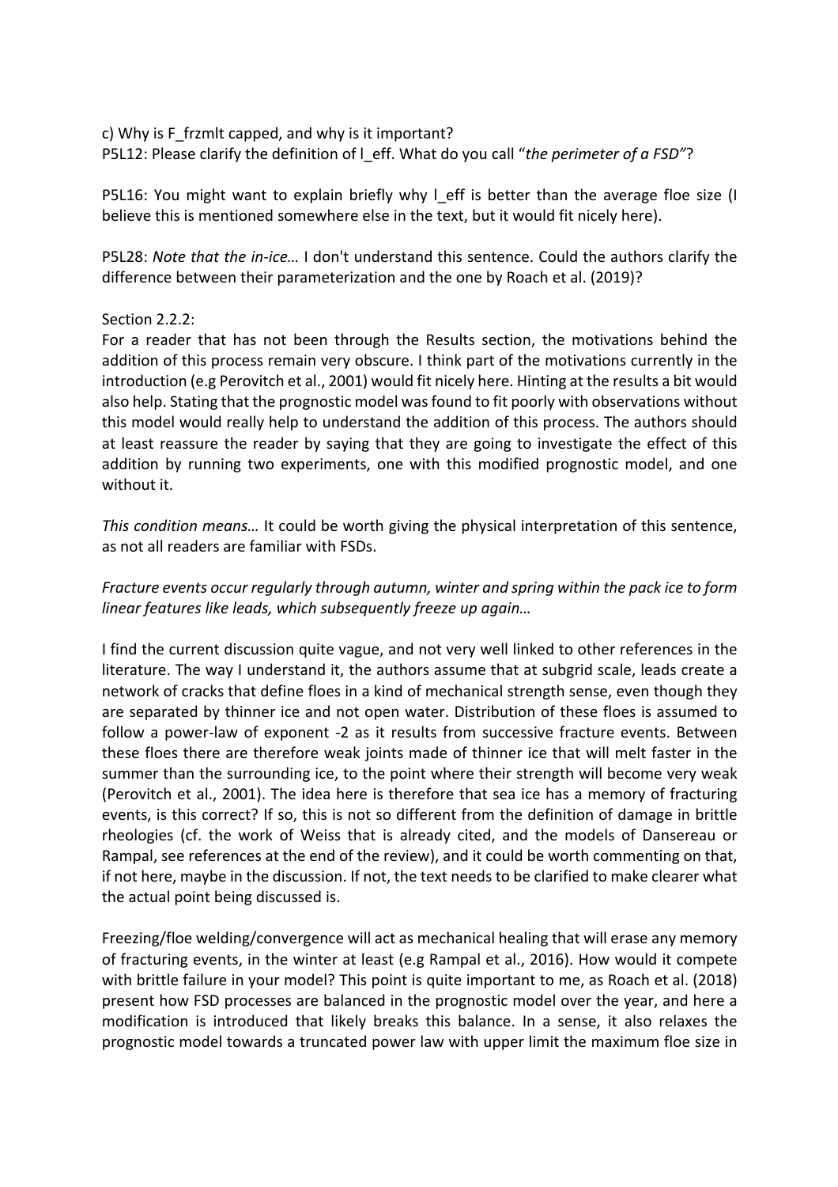c) Why is $F_{frzmlt}$ capped, and why is it important?
P5L12: Please clarify the definition of $l_{eff}$. What do you call "*the perimeter of a FSD"*?

P5L16: You might want to explain briefly why $l_{eff}$ is better than the average floe size (I believe this is mentioned somewhere else in the text, but it would fit nicely here).

P5L28: *Note that the in-ice…* I don't understand this sentence. Could the authors clarify the difference between their parameterization and the one by Roach et al. (2019)?

Section 2.2.2:
For a reader that has not been through the Results section, the motivations behind the addition of this process remain very obscure. I think part of the motivations currently in the introduction (e.g Perovitch et al., 2001) would fit nicely here. Hinting at the results a bit would also help. Stating that the prognostic model was found to fit poorly with observations without this model would really help to understand the addition of this process. The authors should at least reassure the reader by saying that they are going to investigate the effect of this addition by running two experiments, one with this modified prognostic model, and one without it.

*This condition means…* It could be worth giving the physical interpretation of this sentence, as not all readers are familiar with FSDs.

*Fracture events occur regularly through autumn, winter and spring within the pack ice to form linear features like leads, which subsequently freeze up again…*

I find the current discussion quite vague, and not very well linked to other references in the literature. The way I understand it, the authors assume that at subgrid scale, leads create a network of cracks that define floes in a kind of mechanical strength sense, even though they are separated by thinner ice and not open water. Distribution of these floes is assumed to follow a power-law of exponent -2 as it results from successive fracture events. Between these floes there are therefore weak joints made of thinner ice that will melt faster in the summer than the surrounding ice, to the point where their strength will become very weak (Perovitch et al., 2001). The idea here is therefore that sea ice has a memory of fracturing events, is this correct? If so, this is not so different from the definition of damage in brittle rheologies (cf. the work of Weiss that is already cited, and the models of Dansereau or Rampal, see references at the end of the review), and it could be worth commenting on that, if not here, maybe in the discussion. If not, the text needs to be clarified to make clearer what the actual point being discussed is.

Freezing/floe welding/convergence will act as mechanical healing that will erase any memory of fracturing events, in the winter at least (e.g Rampal et al., 2016). How would it compete with brittle failure in your model? This point is quite important to me, as Roach et al. (2018) present how FSD processes are balanced in the prognostic model over the year, and here a modification is introduced that likely breaks this balance. In a sense, it also relaxes the prognostic model towards a truncated power law with upper limit the maximum floe size in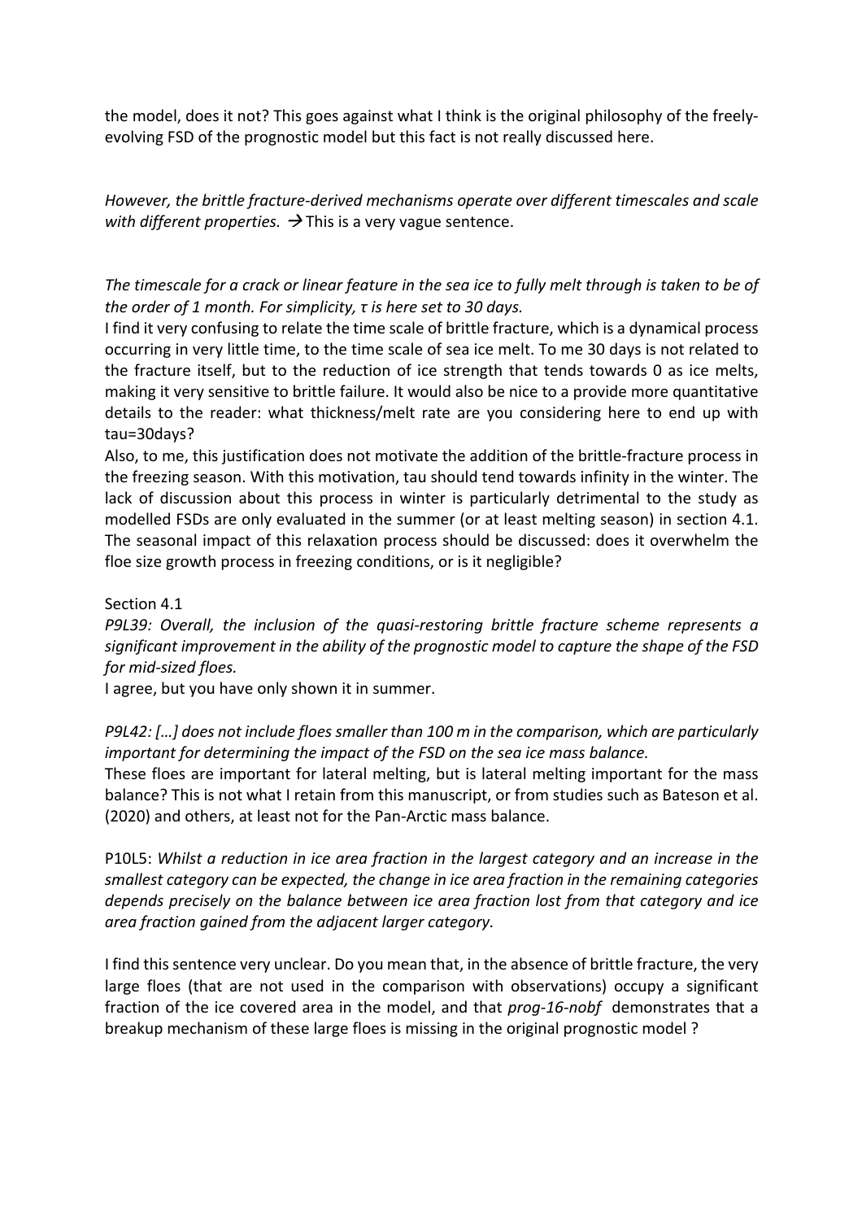the model, does it not? This goes against what I think is the original philosophy of the freely-evolving FSD of the prognostic model but this fact is not really discussed here.

*However, the brittle fracture-derived mechanisms operate over different timescales and scale with different properties.* → This is a very vague sentence.

*The timescale for a crack or linear feature in the sea ice to fully melt through is taken to be of the order of 1 month. For simplicity, τ is here set to 30 days.*

I find it very confusing to relate the time scale of brittle fracture, which is a dynamical process occurring in very little time, to the time scale of sea ice melt. To me 30 days is not related to the fracture itself, but to the reduction of ice strength that tends towards 0 as ice melts, making it very sensitive to brittle failure. It would also be nice to a provide more quantitative details to the reader: what thickness/melt rate are you considering here to end up with tau=30days?

Also, to me, this justification does not motivate the addition of the brittle-fracture process in the freezing season. With this motivation, tau should tend towards infinity in the winter. The lack of discussion about this process in winter is particularly detrimental to the study as modelled FSDs are only evaluated in the summer (or at least melting season) in section 4.1. The seasonal impact of this relaxation process should be discussed: does it overwhelm the floe size growth process in freezing conditions, or is it negligible?

Section 4.1

*P9L39: Overall, the inclusion of the quasi-restoring brittle fracture scheme represents a significant improvement in the ability of the prognostic model to capture the shape of the FSD for mid-sized floes.*

I agree, but you have only shown it in summer.

*P9L42: […] does not include floes smaller than 100 m in the comparison, which are particularly important for determining the impact of the FSD on the sea ice mass balance.*

These floes are important for lateral melting, but is lateral melting important for the mass balance? This is not what I retain from this manuscript, or from studies such as Bateson et al. (2020) and others, at least not for the Pan-Arctic mass balance.

P10L5: *Whilst a reduction in ice area fraction in the largest category and an increase in the smallest category can be expected, the change in ice area fraction in the remaining categories depends precisely on the balance between ice area fraction lost from that category and ice area fraction gained from the adjacent larger category.*

I find this sentence very unclear. Do you mean that, in the absence of brittle fracture, the very large floes (that are not used in the comparison with observations) occupy a significant fraction of the ice covered area in the model, and that *prog-16-nobf* demonstrates that a breakup mechanism of these large floes is missing in the original prognostic model ?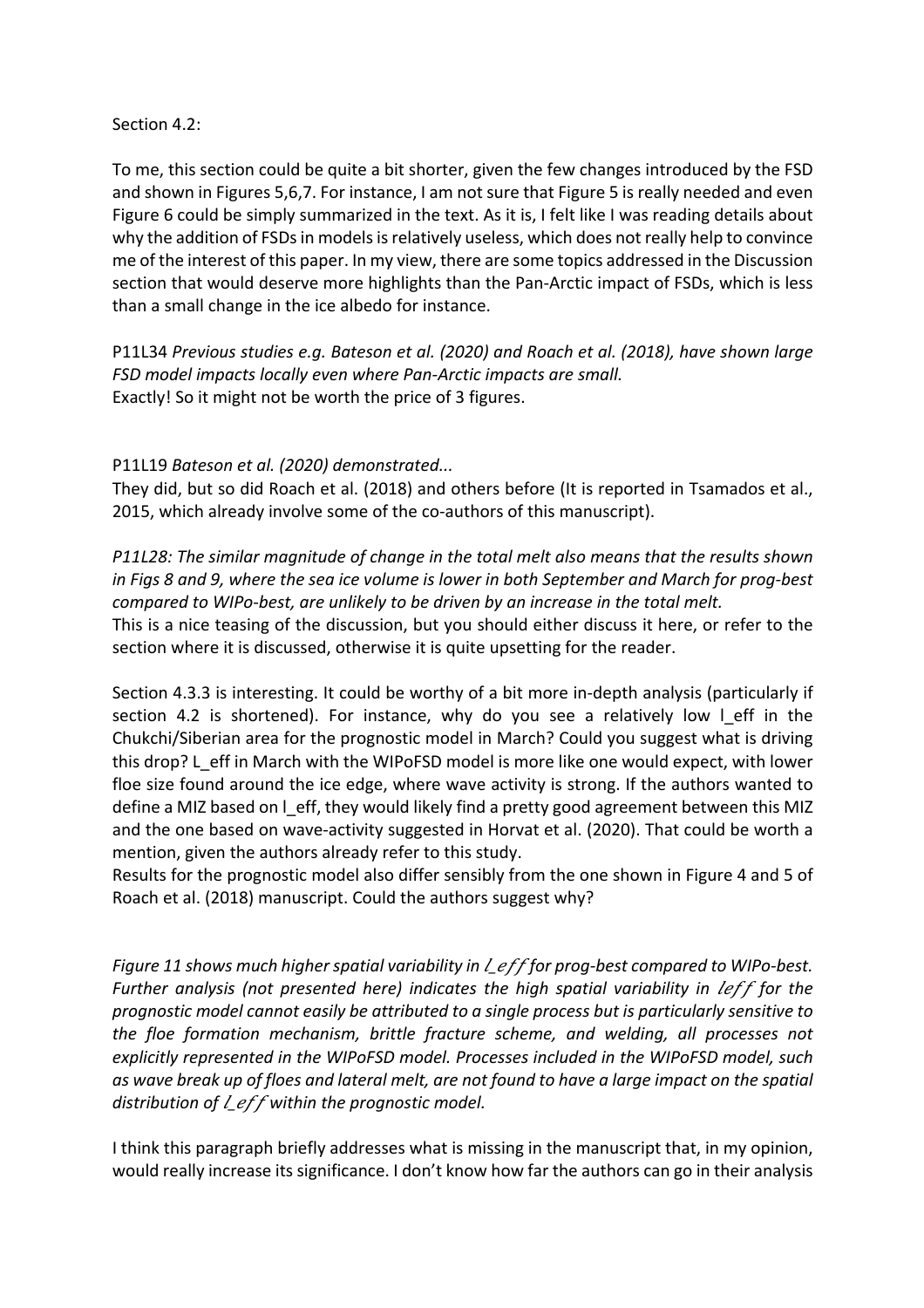Section 4.2:

To me, this section could be quite a bit shorter, given the few changes introduced by the FSD and shown in Figures 5,6,7. For instance, I am not sure that Figure 5 is really needed and even Figure 6 could be simply summarized in the text. As it is, I felt like I was reading details about why the addition of FSDs in models is relatively useless, which does not really help to convince me of the interest of this paper. In my view, there are some topics addressed in the Discussion section that would deserve more highlights than the Pan-Arctic impact of FSDs, which is less than a small change in the ice albedo for instance.

P11L34 *Previous studies e.g. Bateson et al. (2020) and Roach et al. (2018), have shown large FSD model impacts locally even where Pan-Arctic impacts are small.*
Exactly! So it might not be worth the price of 3 figures.

P11L19 *Bateson et al. (2020) demonstrated...*
They did, but so did Roach et al. (2018) and others before (It is reported in Tsamados et al., 2015, which already involve some of the co-authors of this manuscript).

*P11L28: The similar magnitude of change in the total melt also means that the results shown in Figs 8 and 9, where the sea ice volume is lower in both September and March for prog-best compared to WIPo-best, are unlikely to be driven by an increase in the total melt.*
This is a nice teasing of the discussion, but you should either discuss it here, or refer to the section where it is discussed, otherwise it is quite upsetting for the reader.

Section 4.3.3 is interesting. It could be worthy of a bit more in-depth analysis (particularly if section 4.2 is shortened). For instance, why do you see a relatively low $l_{eff}$ in the Chukchi/Siberian area for the prognostic model in March? Could you suggest what is driving this drop? $L_{eff}$ in March with the WIPoFSD model is more like one would expect, with lower floe size found around the ice edge, where wave activity is strong. If the authors wanted to define a MIZ based on $l_{eff}$, they would likely find a pretty good agreement between this MIZ and the one based on wave-activity suggested in Horvat et al. (2020). That could be worth a mention, given the authors already refer to this study.
Results for the prognostic model also differ sensibly from the one shown in Figure 4 and 5 of Roach et al. (2018) manuscript. Could the authors suggest why?

*Figure 11 shows much higher spatial variability in $l_{eff}$ for prog-best compared to WIPo-best. Further analysis (not presented here) indicates the high spatial variability in $l_{eff}$ for the prognostic model cannot easily be attributed to a single process but is particularly sensitive to the floe formation mechanism, brittle fracture scheme, and welding, all processes not explicitly represented in the WIPoFSD model. Processes included in the WIPoFSD model, such as wave break up of floes and lateral melt, are not found to have a large impact on the spatial distribution of $l_{eff}$ within the prognostic model.*

I think this paragraph briefly addresses what is missing in the manuscript that, in my opinion, would really increase its significance. I don't know how far the authors can go in their analysis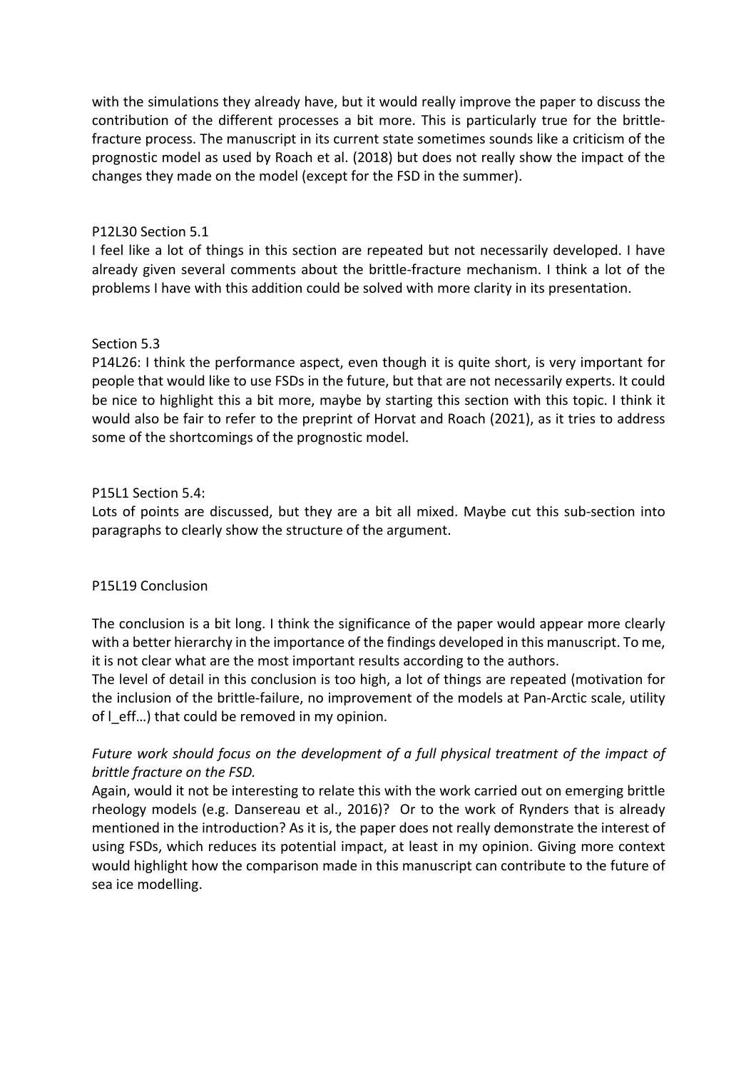with the simulations they already have, but it would really improve the paper to discuss the contribution of the different processes a bit more. This is particularly true for the brittle-fracture process. The manuscript in its current state sometimes sounds like a criticism of the prognostic model as used by Roach et al. (2018) but does not really show the impact of the changes they made on the model (except for the FSD in the summer).

P12L30 Section 5.1

I feel like a lot of things in this section are repeated but not necessarily developed. I have already given several comments about the brittle-fracture mechanism. I think a lot of the problems I have with this addition could be solved with more clarity in its presentation.

Section 5.3

P14L26: I think the performance aspect, even though it is quite short, is very important for people that would like to use FSDs in the future, but that are not necessarily experts. It could be nice to highlight this a bit more, maybe by starting this section with this topic. I think it would also be fair to refer to the preprint of Horvat and Roach (2021), as it tries to address some of the shortcomings of the prognostic model.

P15L1 Section 5.4:

Lots of points are discussed, but they are a bit all mixed. Maybe cut this sub-section into paragraphs to clearly show the structure of the argument.

P15L19 Conclusion

The conclusion is a bit long. I think the significance of the paper would appear more clearly with a better hierarchy in the importance of the findings developed in this manuscript. To me, it is not clear what are the most important results according to the authors.

The level of detail in this conclusion is too high, a lot of things are repeated (motivation for the inclusion of the brittle-failure, no improvement of the models at Pan-Arctic scale, utility of $l_{eff}$…) that could be removed in my opinion.

*Future work should focus on the development of a full physical treatment of the impact of brittle fracture on the FSD.*

Again, would it not be interesting to relate this with the work carried out on emerging brittle rheology models (e.g. Dansereau et al., 2016)? Or to the work of Rynders that is already mentioned in the introduction? As it is, the paper does not really demonstrate the interest of using FSDs, which reduces its potential impact, at least in my opinion. Giving more context would highlight how the comparison made in this manuscript can contribute to the future of sea ice modelling.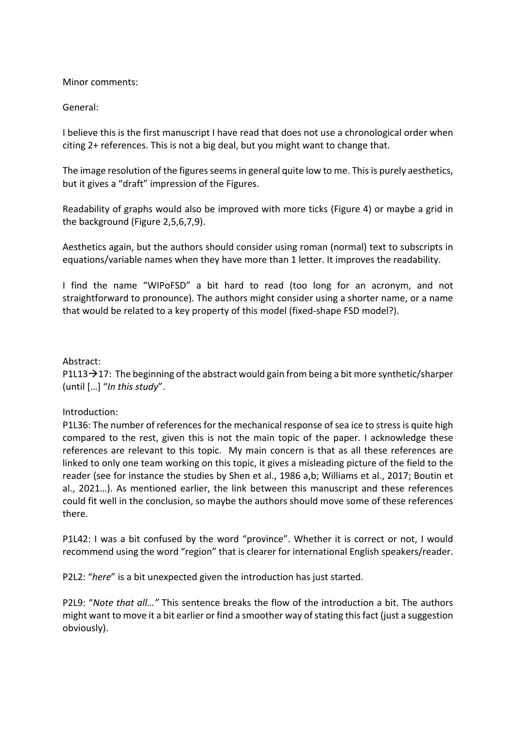Minor comments:

General:

I believe this is the first manuscript I have read that does not use a chronological order when citing 2+ references. This is not a big deal, but you might want to change that.

The image resolution of the figures seems in general quite low to me. This is purely aesthetics, but it gives a "draft" impression of the Figures.

Readability of graphs would also be improved with more ticks (Figure 4) or maybe a grid in the background (Figure 2,5,6,7,9).

Aesthetics again, but the authors should consider using roman (normal) text to subscripts in equations/variable names when they have more than 1 letter. It improves the readability.

I find the name "WIPoFSD" a bit hard to read (too long for an acronym, and not straightforward to pronounce). The authors might consider using a shorter name, or a name that would be related to a key property of this model (fixed-shape FSD model?).

Abstract:
P1L13→17: The beginning of the abstract would gain from being a bit more synthetic/sharper (until […] "*In this study*".

Introduction:
P1L36: The number of references for the mechanical response of sea ice to stress is quite high compared to the rest, given this is not the main topic of the paper. I acknowledge these references are relevant to this topic. My main concern is that as all these references are linked to only one team working on this topic, it gives a misleading picture of the field to the reader (see for instance the studies by Shen et al., 1986 a,b; Williams et al., 2017; Boutin et al., 2021…). As mentioned earlier, the link between this manuscript and these references could fit well in the conclusion, so maybe the authors should move some of these references there.

P1L42: I was a bit confused by the word "province". Whether it is correct or not, I would recommend using the word "region" that is clearer for international English speakers/reader.

P2L2: "*here*" is a bit unexpected given the introduction has just started.

P2L9: "*Note that all…"* This sentence breaks the flow of the introduction a bit. The authors might want to move it a bit earlier or find a smoother way of stating this fact (just a suggestion obviously).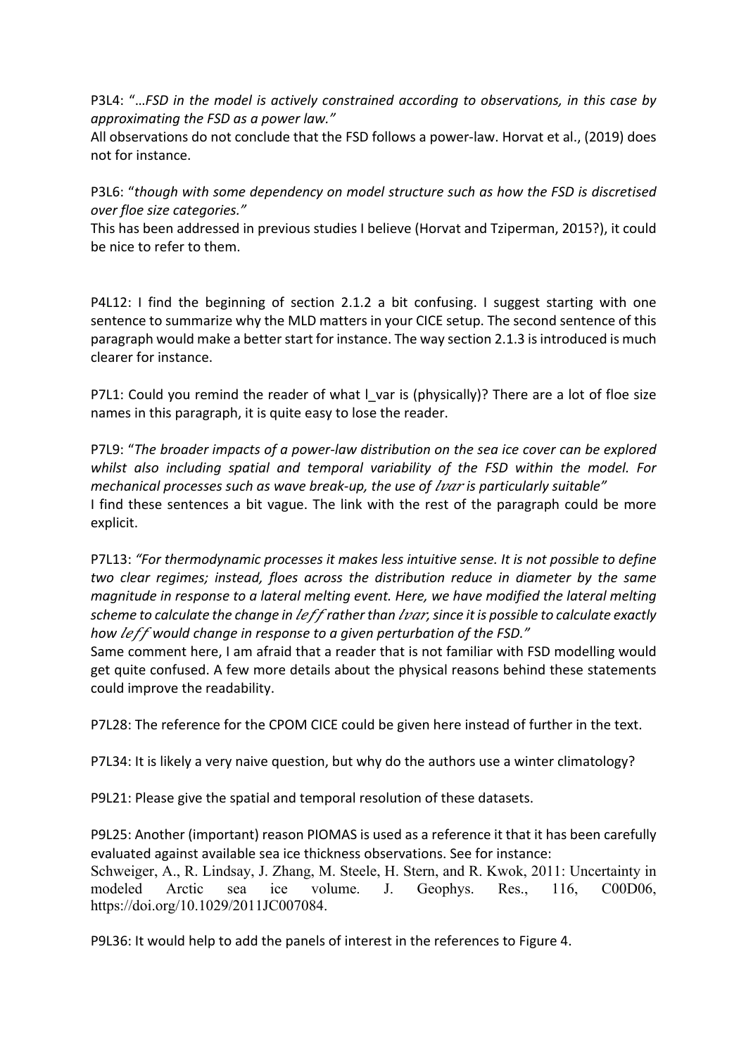P3L4: "*…FSD in the model is actively constrained according to observations, in this case by approximating the FSD as a power law.*"
All observations do not conclude that the FSD follows a power-law. Horvat et al., (2019) does not for instance.

P3L6: "*though with some dependency on model structure such as how the FSD is discretised over floe size categories.*"
This has been addressed in previous studies I believe (Horvat and Tziperman, 2015?), it could be nice to refer to them.

P4L12: I find the beginning of section 2.1.2 a bit confusing. I suggest starting with one sentence to summarize why the MLD matters in your CICE setup. The second sentence of this paragraph would make a better start for instance. The way section 2.1.3 is introduced is much clearer for instance.

P7L1: Could you remind the reader of what l_var is (physically)? There are a lot of floe size names in this paragraph, it is quite easy to lose the reader.

P7L9: "*The broader impacts of a power-law distribution on the sea ice cover can be explored whilst also including spatial and temporal variability of the FSD within the model. For mechanical processes such as wave break-up, the use of $lvar$ is particularly suitable*"
I find these sentences a bit vague. The link with the rest of the paragraph could be more explicit.

P7L13: *"For thermodynamic processes it makes less intuitive sense. It is not possible to define two clear regimes; instead, floes across the distribution reduce in diameter by the same magnitude in response to a lateral melting event. Here, we have modified the lateral melting scheme to calculate the change in $leff$ rather than $lvar$, since it is possible to calculate exactly how $leff$ would change in response to a given perturbation of the FSD."*
Same comment here, I am afraid that a reader that is not familiar with FSD modelling would get quite confused. A few more details about the physical reasons behind these statements could improve the readability.

P7L28: The reference for the CPOM CICE could be given here instead of further in the text.

P7L34: It is likely a very naive question, but why do the authors use a winter climatology?

P9L21: Please give the spatial and temporal resolution of these datasets.

P9L25: Another (important) reason PIOMAS is used as a reference it that it has been carefully evaluated against available sea ice thickness observations. See for instance:
Schweiger, A., R. Lindsay, J. Zhang, M. Steele, H. Stern, and R. Kwok, 2011: Uncertainty in modeled Arctic sea ice volume. J. Geophys. Res., 116, C00D06, https://doi.org/10.1029/2011JC007084.

P9L36: It would help to add the panels of interest in the references to Figure 4.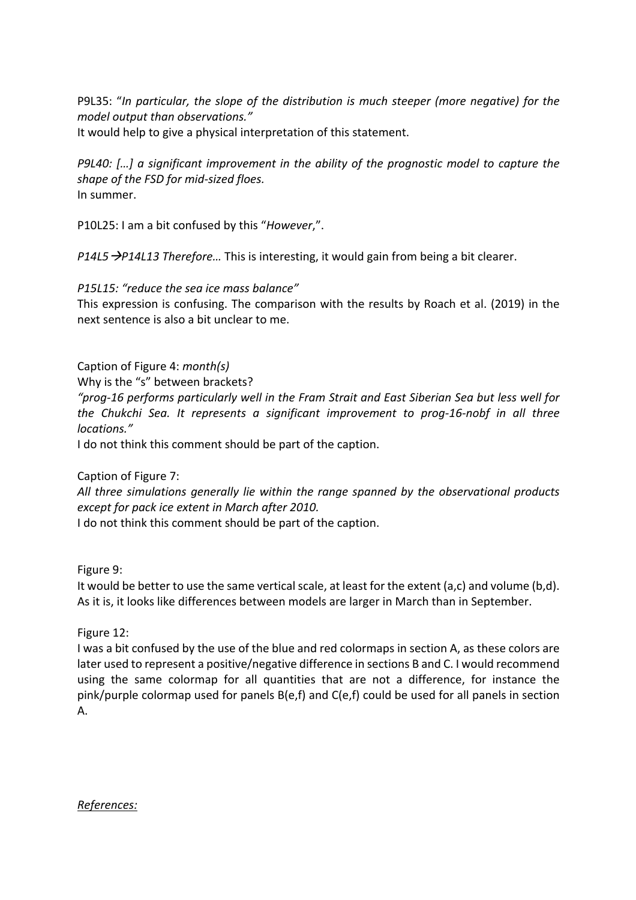P9L35: "*In particular, the slope of the distribution is much steeper (more negative) for the model output than observations.*"
It would help to give a physical interpretation of this statement.

*P9L40: […] a significant improvement in the ability of the prognostic model to capture the shape of the FSD for mid-sized floes.*
In summer.

P10L25: I am a bit confused by this "*However*,".

*P14L5 →P14L13 Therefore…* This is interesting, it would gain from being a bit clearer.

*P15L15: "reduce the sea ice mass balance"*
This expression is confusing. The comparison with the results by Roach et al. (2019) in the next sentence is also a bit unclear to me.

Caption of Figure 4: *month(s)*
Why is the "s" between brackets?
*"prog-16 performs particularly well in the Fram Strait and East Siberian Sea but less well for the Chukchi Sea. It represents a significant improvement to prog-16-nobf in all three locations."*
I do not think this comment should be part of the caption.

Caption of Figure 7:
*All three simulations generally lie within the range spanned by the observational products except for pack ice extent in March after 2010.*
I do not think this comment should be part of the caption.

Figure 9:
It would be better to use the same vertical scale, at least for the extent (a,c) and volume (b,d). As it is, it looks like differences between models are larger in March than in September.

Figure 12:
I was a bit confused by the use of the blue and red colormaps in section A, as these colors are later used to represent a positive/negative difference in sections B and C. I would recommend using the same colormap for all quantities that are not a difference, for instance the pink/purple colormap used for panels B(e,f) and C(e,f) could be used for all panels in section A.

*References:*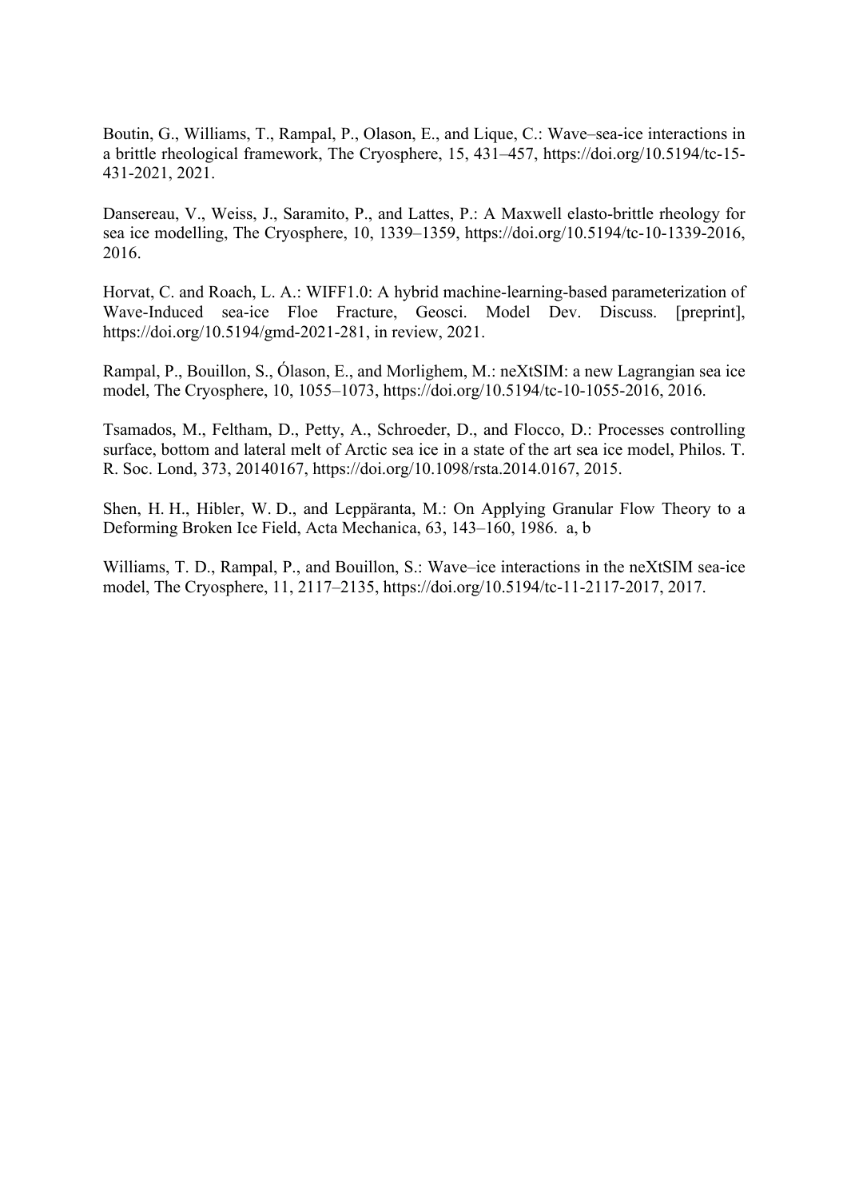Boutin, G., Williams, T., Rampal, P., Olason, E., and Lique, C.: Wave–sea-ice interactions in a brittle rheological framework, The Cryosphere, 15, 431–457, https://doi.org/10.5194/tc-15-431-2021, 2021.

Dansereau, V., Weiss, J., Saramito, P., and Lattes, P.: A Maxwell elasto-brittle rheology for sea ice modelling, The Cryosphere, 10, 1339–1359, https://doi.org/10.5194/tc-10-1339-2016, 2016.

Horvat, C. and Roach, L. A.: WIFF1.0: A hybrid machine-learning-based parameterization of Wave-Induced sea-ice Floe Fracture, Geosci. Model Dev. Discuss. [preprint], https://doi.org/10.5194/gmd-2021-281, in review, 2021.

Rampal, P., Bouillon, S., Ólason, E., and Morlighem, M.: neXtSIM: a new Lagrangian sea ice model, The Cryosphere, 10, 1055–1073, https://doi.org/10.5194/tc-10-1055-2016, 2016.

Tsamados, M., Feltham, D., Petty, A., Schroeder, D., and Flocco, D.: Processes controlling surface, bottom and lateral melt of Arctic sea ice in a state of the art sea ice model, Philos. T. R. Soc. Lond, 373, 20140167, https://doi.org/10.1098/rsta.2014.0167, 2015.

Shen, H. H., Hibler, W. D., and Leppäranta, M.: On Applying Granular Flow Theory to a Deforming Broken Ice Field, Acta Mechanica, 63, 143–160, 1986. a, b

Williams, T. D., Rampal, P., and Bouillon, S.: Wave–ice interactions in the neXtSIM sea-ice model, The Cryosphere, 11, 2117–2135, https://doi.org/10.5194/tc-11-2117-2017, 2017.